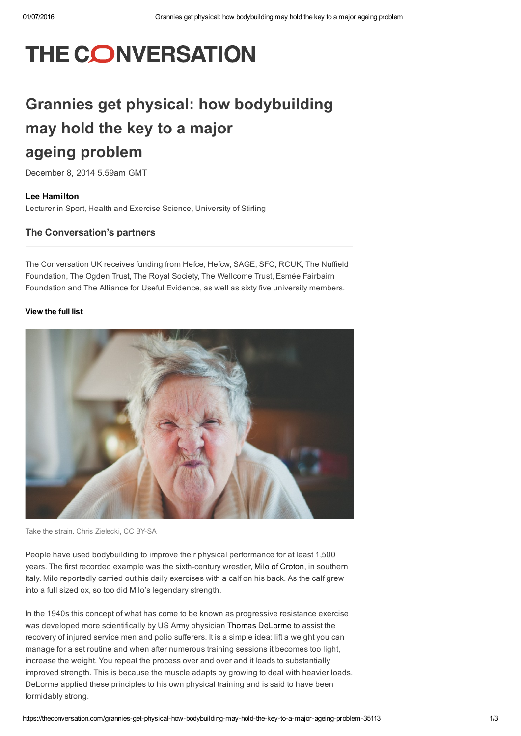# THE CONVERSATION

# Grannies get physical: how bodybuilding may hold the key to a major ageing problem

December 8, 2014 5.59am GMT

**Lee Hamilton**
Lecturer in Sport, Health and Exercise Science, University of Stirling

## The Conversation's partners

The Conversation UK receives funding from Hefce, Hefcw, SAGE, SFC, RCUK, The Nuffield Foundation, The Ogden Trust, The Royal Society, The Wellcome Trust, Esmée Fairbairn Foundation and The Alliance for Useful Evidence, as well as sixty five university members.

**View the full list**

Take the strain. Chris Zielecki, CC BY-SA

People have used bodybuilding to improve their physical performance for at least 1,500 years. The first recorded example was the sixth-century wrestler, Milo of Croton, in southern Italy. Milo reportedly carried out his daily exercises with a calf on his back. As the calf grew into a full sized ox, so too did Milo's legendary strength.

In the 1940s this concept of what has come to be known as progressive resistance exercise was developed more scientifically by US Army physician Thomas DeLorme to assist the recovery of injured service men and polio sufferers. It is a simple idea: lift a weight you can manage for a set routine and when after numerous training sessions it becomes too light, increase the weight. You repeat the process over and over and it leads to substantially improved strength. This is because the muscle adapts by growing to deal with heavier loads. DeLorme applied these principles to his own physical training and is said to have been formidably strong.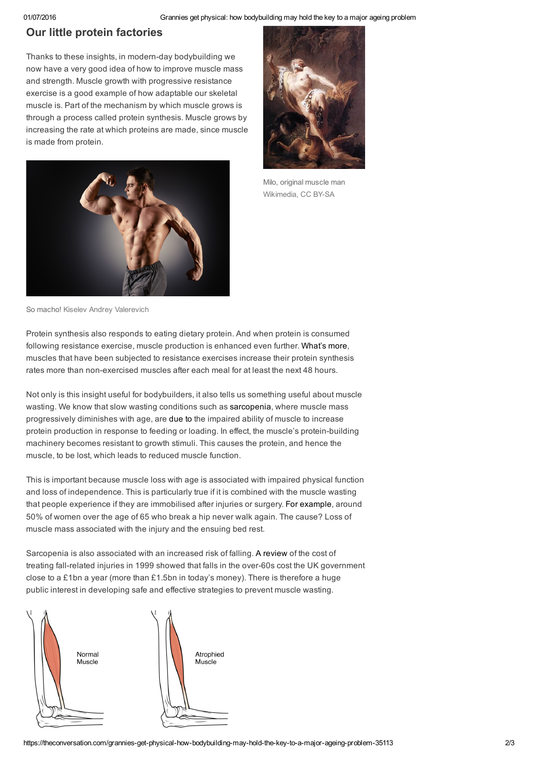## Our little protein factories

Thanks to these insights, in modern-day bodybuilding we now have a very good idea of how to improve muscle mass and strength. Muscle growth with progressive resistance exercise is a good example of how adaptable our skeletal muscle is. Part of the mechanism by which muscle grows is through a process called protein synthesis. Muscle grows by increasing the rate at which proteins are made, since muscle is made from protein.

Milo, original muscle man
Wikimedia, CC BY-SA

So macho! Kiselev Andrey Valerevich

Protein synthesis also responds to eating dietary protein. And when protein is consumed following resistance exercise, muscle production is enhanced even further. What's more, muscles that have been subjected to resistance exercises increase their protein synthesis rates more than non-exercised muscles after each meal for at least the next 48 hours.

Not only is this insight useful for bodybuilders, it also tells us something useful about muscle wasting. We know that slow wasting conditions such as sarcopenia, where muscle mass progressively diminishes with age, are due to the impaired ability of muscle to increase protein production in response to feeding or loading. In effect, the muscle's protein-building machinery becomes resistant to growth stimuli. This causes the protein, and hence the muscle, to be lost, which leads to reduced muscle function.

This is important because muscle loss with age is associated with impaired physical function and loss of independence. This is particularly true if it is combined with the muscle wasting that people experience if they are immobilised after injuries or surgery. For example, around 50% of women over the age of 65 who break a hip never walk again. The cause? Loss of muscle mass associated with the injury and the ensuing bed rest.

Sarcopenia is also associated with an increased risk of falling. A review of the cost of treating fall-related injuries in 1999 showed that falls in the over-60s cost the UK government close to a £1bn a year (more than £1.5bn in today's money). There is therefore a huge public interest in developing safe and effective strategies to prevent muscle wasting.

Normal Muscle

Atrophied Muscle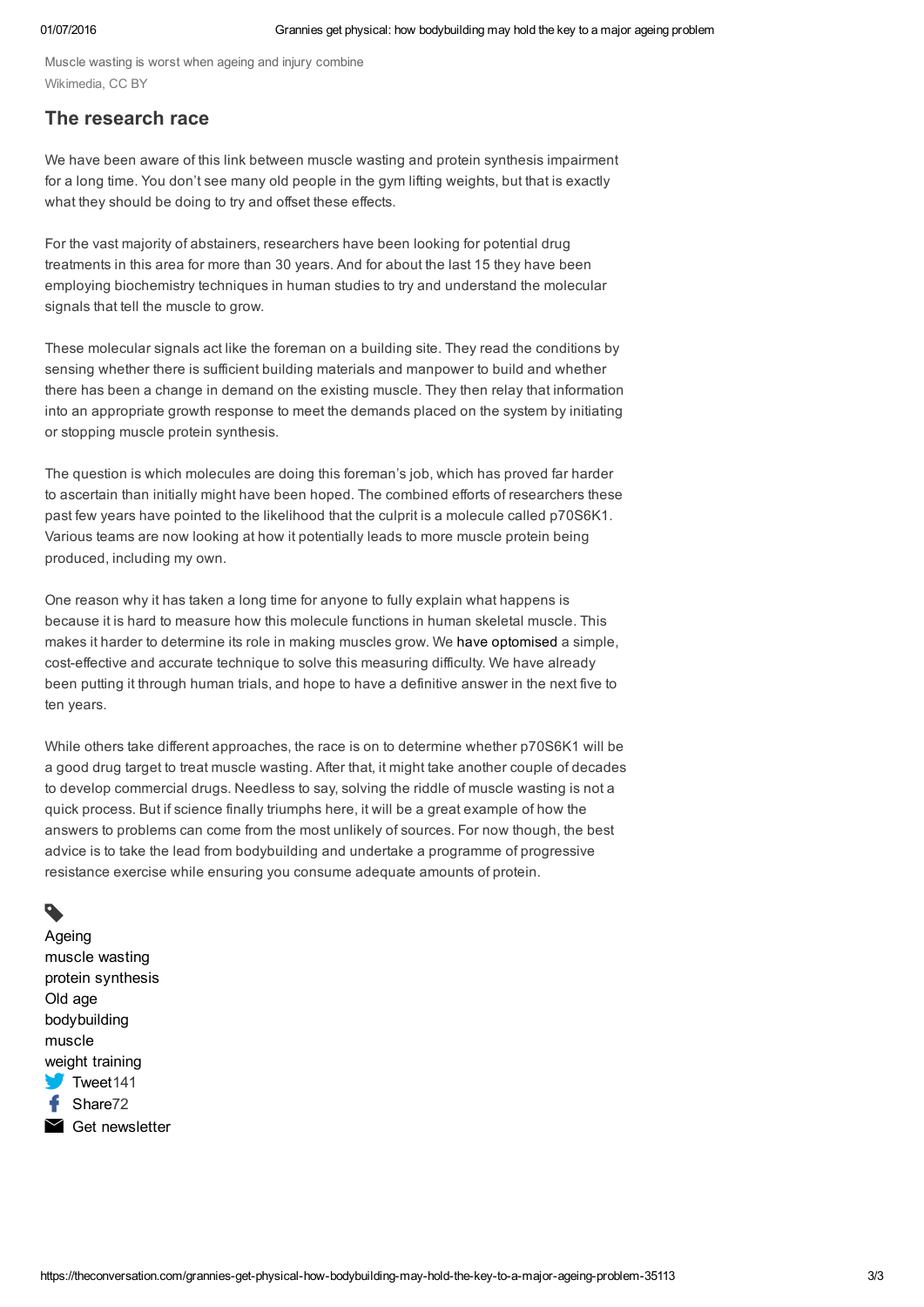Muscle wasting is worst when ageing and injury combine
Wikimedia, CC BY

## The research race

We have been aware of this link between muscle wasting and protein synthesis impairment for a long time. You don't see many old people in the gym lifting weights, but that is exactly what they should be doing to try and offset these effects.

For the vast majority of abstainers, researchers have been looking for potential drug treatments in this area for more than 30 years. And for about the last 15 they have been employing biochemistry techniques in human studies to try and understand the molecular signals that tell the muscle to grow.

These molecular signals act like the foreman on a building site. They read the conditions by sensing whether there is sufficient building materials and manpower to build and whether there has been a change in demand on the existing muscle. They then relay that information into an appropriate growth response to meet the demands placed on the system by initiating or stopping muscle protein synthesis.

The question is which molecules are doing this foreman's job, which has proved far harder to ascertain than initially might have been hoped. The combined efforts of researchers these past few years have pointed to the likelihood that the culprit is a molecule called p70S6K1. Various teams are now looking at how it potentially leads to more muscle protein being produced, including my own.

One reason why it has taken a long time for anyone to fully explain what happens is because it is hard to measure how this molecule functions in human skeletal muscle. This makes it harder to determine its role in making muscles grow. We have optomised a simple, cost-effective and accurate technique to solve this measuring difficulty. We have already been putting it through human trials, and hope to have a definitive answer in the next five to ten years.

While others take different approaches, the race is on to determine whether p70S6K1 will be a good drug target to treat muscle wasting. After that, it might take another couple of decades to develop commercial drugs. Needless to say, solving the riddle of muscle wasting is not a quick process. But if science finally triumphs here, it will be a great example of how the answers to problems can come from the most unlikely of sources. For now though, the best advice is to take the lead from bodybuilding and undertake a programme of progressive resistance exercise while ensuring you consume adequate amounts of protein.

Ageing
muscle wasting
protein synthesis
Old age
bodybuilding
muscle
weight training

Tweet 141
Share 72
Get newsletter